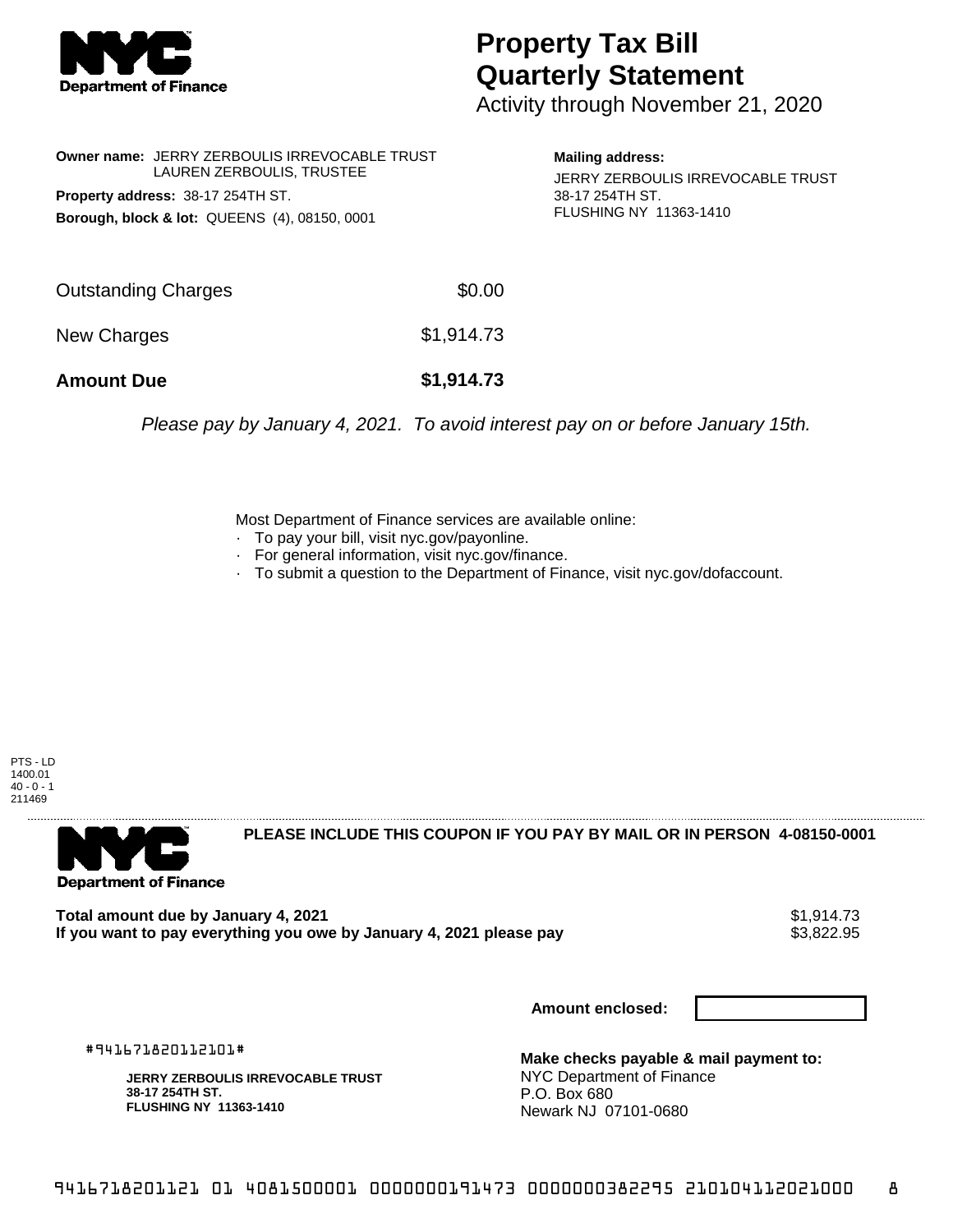# Property Tax Bill Quarterly Statement

Activity through November 21, 2020

**Owner name:** JERRY ZERBOULIS IRREVOCABLE TRUST
LAUREN ZERBOULIS, TRUSTEE

**Property address:** 38-17 254TH ST.

**Borough, block & lot:** QUEENS (4), 08150, 0001

**Mailing address:**
JERRY ZERBOULIS IRREVOCABLE TRUST
38-17 254TH ST.
FLUSHING NY 11363-1410

| | |
|---|---|
| Outstanding Charges | $0.00 |
| New Charges | $1,914.73 |
| **Amount Due** | **$1,914.73** |

*Please pay by January 4, 2021. To avoid interest pay on or before January 15th.*

Most Department of Finance services are available online:
- To pay your bill, visit nyc.gov/payonline.
- For general information, visit nyc.gov/finance.
- To submit a question to the Department of Finance, visit nyc.gov/dofaccount.

PTS - LD
1400.01
40 - 0 - 1
211469

**PLEASE INCLUDE THIS COUPON IF YOU PAY BY MAIL OR IN PERSON 4-08150-0001**

| | |
|---|---|
| **Total amount due by January 4, 2021** | $1,914.73 |
| **If you want to pay everything you owe by January 4, 2021 please pay** | $3,822.95 |

**Amount enclosed:**

#941671820112101#

**JERRY ZERBOULIS IRREVOCABLE TRUST**
**38-17 254TH ST.**
**FLUSHING NY 11363-1410**

**Make checks payable & mail payment to:**
NYC Department of Finance
P.O. Box 680
Newark NJ 07101-0680

9416718201121 01 4081500001 0000000191473 0000000382295 210104112021000 8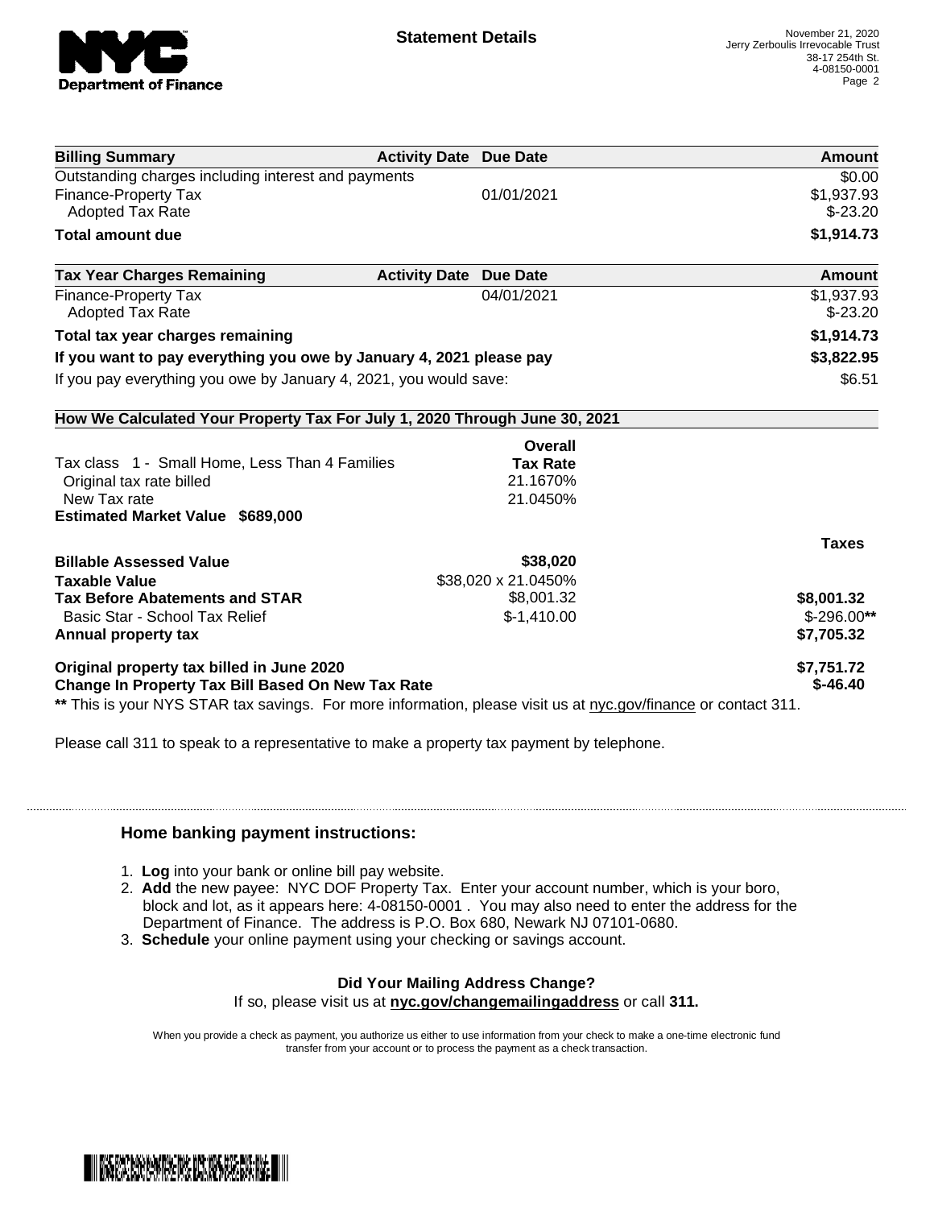**NYC Department of Finance**

## Statement Details

November 21, 2020
Jerry Zerboulis Irrevocable Trust
38-17 254th St.
4-08150-0001

| Billing Summary | Activity Date | Due Date | Amount |
|---|---|---|---|
| Outstanding charges including interest and payments | | | $0.00 |
| Finance-Property Tax | | 01/01/2021 | $1,937.93 |
| Adopted Tax Rate | | | $-23.20 |
| **Total amount due** | | | **$1,914.73** |

| Tax Year Charges Remaining | Activity Date | Due Date | Amount |
|---|---|---|---|
| Finance-Property Tax | | 04/01/2021 | $1,937.93 |
| Adopted Tax Rate | | | $-23.20 |
| **Total tax year charges remaining** | | | **$1,914.73** |
| **If you want to pay everything you owe by January 4, 2021 please pay** | | | **$3,822.95** |
| If you pay everything you owe by January 4, 2021, you would save: | | | $6.51 |

**How We Calculated Your Property Tax For July 1, 2020 Through June 30, 2021**

| | Overall Tax Rate | Taxes |
|---|---|---|
| Tax class 1 - Small Home, Less Than 4 Families | | |
| Original tax rate billed | 21.1670% | |
| New Tax rate | 21.0450% | |
| **Estimated Market Value $689,000** | | |
| **Billable Assessed Value** | **$38,020** | |
| **Taxable Value** | $38,020 x 21.0450% | |
| **Tax Before Abatements and STAR** | $8,001.32 | **$8,001.32** |
| Basic Star - School Tax Relief | $-1,410.00 | $-296.00** |
| **Annual property tax** | | **$7,705.32** |
| **Original property tax billed in June 2020** | | **$7,751.72** |
| **Change In Property Tax Bill Based On New Tax Rate** | | **$-46.40** |

** This is your NYS STAR tax savings. For more information, please visit us at nyc.gov/finance or contact 311.

Please call 311 to speak to a representative to make a property tax payment by telephone.

### Home banking payment instructions:

1. **Log** into your bank or online bill pay website.
2. **Add** the new payee: NYC DOF Property Tax. Enter your account number, which is your boro, block and lot, as it appears here: 4-08150-0001 . You may also need to enter the address for the Department of Finance. The address is P.O. Box 680, Newark NJ 07101-0680.
3. **Schedule** your online payment using your checking or savings account.

**Did Your Mailing Address Change?**
If so, please visit us at **nyc.gov/changemailingaddress** or call **311.**

When you provide a check as payment, you authorize us either to use information from your check to make a one-time electronic fund transfer from your account or to process the payment as a check transaction.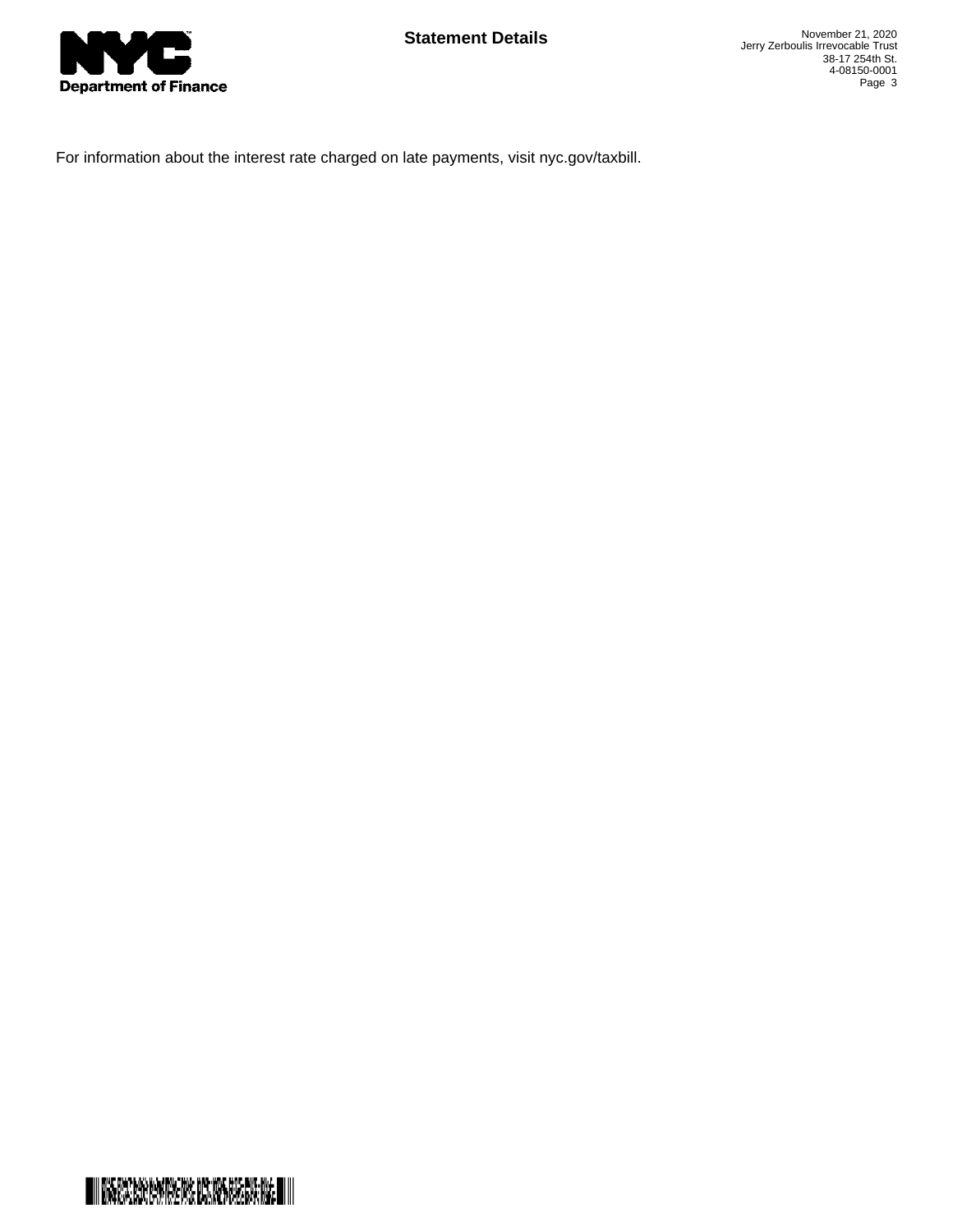For information about the interest rate charged on late payments, visit nyc.gov/taxbill.